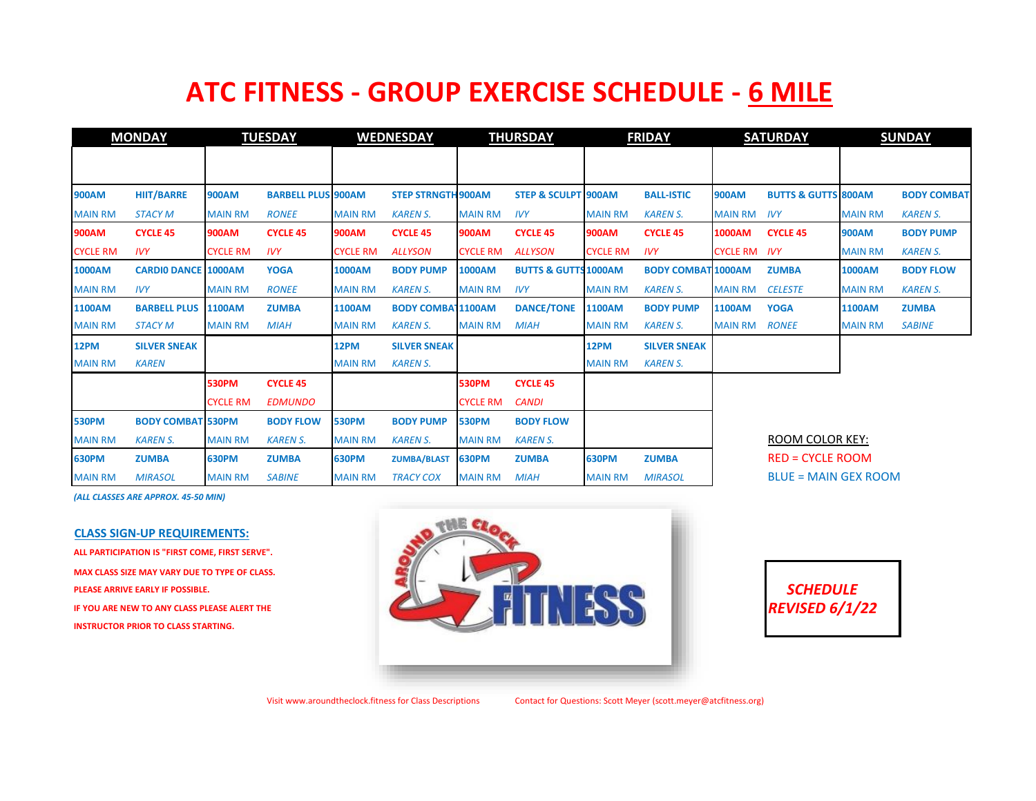# ATC FITNESS - GROUP EXERCISE SCHEDULE - 6 MILE

| MONDAY | | TUESDAY | | WEDNESDAY | | THURSDAY | | FRIDAY | | SATURDAY | | SUNDAY | |
|---|---|---|---|---|---|---|---|---|---|---|---|---|---|
| 900AM | HIIT/BARRE | 900AM | BARBELL PLUS | 900AM | STEP STRNGTH | 900AM | STEP & SCULPT | 900AM | BALL-ISTIC | 900AM | BUTTS & GUTTS | 800AM | BODY COMBAT |
| MAIN RM | *STACY M* | MAIN RM | *RONEE* | MAIN RM | *KAREN S.* | MAIN RM | *IVY* | MAIN RM | *KAREN S.* | MAIN RM | *IVY* | MAIN RM | *KAREN S.* |
| 900AM | CYCLE 45 | 900AM | CYCLE 45 | 900AM | CYCLE 45 | 900AM | CYCLE 45 | 900AM | CYCLE 45 | 1000AM | CYCLE 45 | 900AM | BODY PUMP |
| CYCLE RM | *IVY* | CYCLE RM | *IVY* | CYCLE RM | *ALLYSON* | CYCLE RM | *ALLYSON* | CYCLE RM | *IVY* | CYCLE RM | *IVY* | MAIN RM | *KAREN S.* |
| 1000AM | CARDI0 DANCE | 1000AM | YOGA | 1000AM | BODY PUMP | 1000AM | BUTTS & GUTTS | 1000AM | BODY COMBAT | 1000AM | ZUMBA | 1000AM | BODY FLOW |
| MAIN RM | *IVY* | MAIN RM | *RONEE* | MAIN RM | *KAREN S.* | MAIN RM | *IVY* | MAIN RM | *KAREN S.* | MAIN RM | *CELESTE* | MAIN RM | *KAREN S.* |
| 1100AM | BARBELL PLUS | 1100AM | ZUMBA | 1100AM | BODY COMBAT | 1100AM | DANCE/TONE | 1100AM | BODY PUMP | 1100AM | YOGA | 1100AM | ZUMBA |
| MAIN RM | *STACY M* | MAIN RM | *MIAH* | MAIN RM | *KAREN S.* | MAIN RM | *MIAH* | MAIN RM | *KAREN S.* | MAIN RM | *RONEE* | MAIN RM | *SABINE* |
| 12PM | SILVER SNEAK | | | 12PM | SILVER SNEAK | | | 12PM | SILVER SNEAK | | | | |
| MAIN RM | *KAREN* | | | MAIN RM | *KAREN S.* | | | MAIN RM | *KAREN S.* | | | | |
| | | 530PM | CYCLE 45 | | | 530PM | CYCLE 45 | | | | | | |
| | | CYCLE RM | *EDMUNDO* | | | CYCLE RM | *CANDI* | | | | | | |
| 530PM | BODY COMBAT | 530PM | BODY FLOW | 530PM | BODY PUMP | 530PM | BODY FLOW | | | | | | |
| MAIN RM | *KAREN S.* | MAIN RM | *KAREN S.* | MAIN RM | *KAREN S.* | MAIN RM | *KAREN S.* | | | | | | |
| 630PM | ZUMBA | 630PM | ZUMBA | 630PM | ZUMBA/BLAST | 630PM | ZUMBA | 630PM | ZUMBA | | | | |
| MAIN RM | *MIRASOL* | MAIN RM | *SABINE* | MAIN RM | *TRACY COX* | MAIN RM | *MIAH* | MAIN RM | *MIRASOL* | | | | |

*(ALL CLASSES ARE APPROX. 45-50 MIN)*

ROOM COLOR KEY:
RED = CYCLE ROOM
BLUE = MAIN GEX ROOM

## CLASS SIGN-UP REQUIREMENTS:

ALL PARTICIPATION IS "FIRST COME, FIRST SERVE".
MAX CLASS SIZE MAY VARY DUE TO TYPE OF CLASS.
PLEASE ARRIVE EARLY IF POSSIBLE.
IF YOU ARE NEW TO ANY CLASS PLEASE ALERT THE INSTRUCTOR PRIOR TO CLASS STARTING.

AROUND THE CLOCK FITNESS

***SCHEDULE REVISED 6/1/22***

Visit www.aroundtheclock.fitness for Class Descriptions    Contact for Questions: Scott Meyer (scott.meyer@atcfitness.org)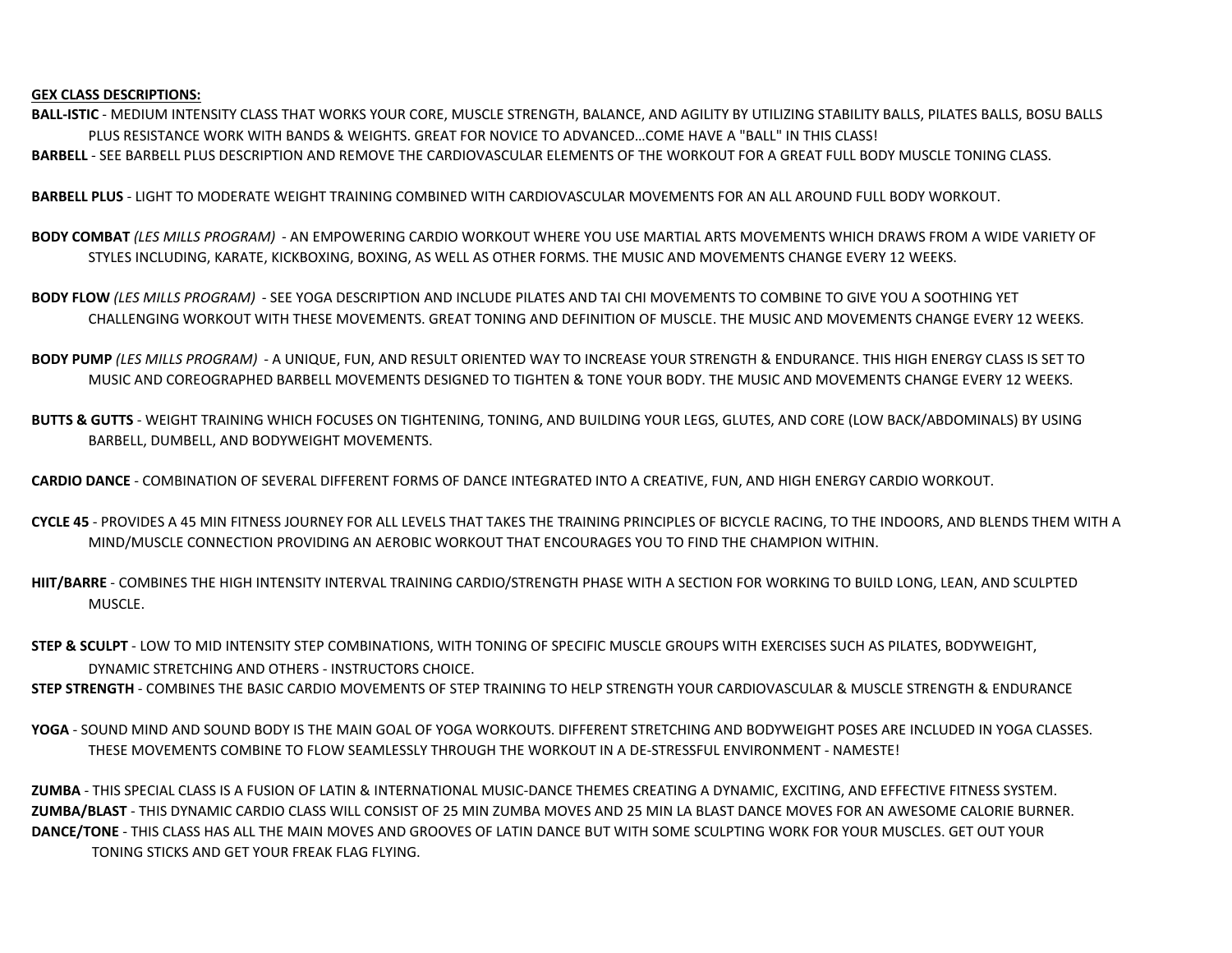**GEX CLASS DESCRIPTIONS:**

**BALL-ISTIC** - MEDIUM INTENSITY CLASS THAT WORKS YOUR CORE, MUSCLE STRENGTH, BALANCE, AND AGILITY BY UTILIZING STABILITY BALLS, PILATES BALLS, BOSU BALLS PLUS RESISTANCE WORK WITH BANDS & WEIGHTS. GREAT FOR NOVICE TO ADVANCED…COME HAVE A "BALL" IN THIS CLASS!

**BARBELL** - SEE BARBELL PLUS DESCRIPTION AND REMOVE THE CARDIOVASCULAR ELEMENTS OF THE WORKOUT FOR A GREAT FULL BODY MUSCLE TONING CLASS.

**BARBELL PLUS** - LIGHT TO MODERATE WEIGHT TRAINING COMBINED WITH CARDIOVASCULAR MOVEMENTS FOR AN ALL AROUND FULL BODY WORKOUT.

**BODY COMBAT** *(LES MILLS PROGRAM)* - AN EMPOWERING CARDIO WORKOUT WHERE YOU USE MARTIAL ARTS MOVEMENTS WHICH DRAWS FROM A WIDE VARIETY OF STYLES INCLUDING, KARATE, KICKBOXING, BOXING, AS WELL AS OTHER FORMS. THE MUSIC AND MOVEMENTS CHANGE EVERY 12 WEEKS.

**BODY FLOW** *(LES MILLS PROGRAM)* - SEE YOGA DESCRIPTION AND INCLUDE PILATES AND TAI CHI MOVEMENTS TO COMBINE TO GIVE YOU A SOOTHING YET CHALLENGING WORKOUT WITH THESE MOVEMENTS. GREAT TONING AND DEFINITION OF MUSCLE. THE MUSIC AND MOVEMENTS CHANGE EVERY 12 WEEKS.

**BODY PUMP** *(LES MILLS PROGRAM)* - A UNIQUE, FUN, AND RESULT ORIENTED WAY TO INCREASE YOUR STRENGTH & ENDURANCE. THIS HIGH ENERGY CLASS IS SET TO MUSIC AND COREOGRAPHED BARBELL MOVEMENTS DESIGNED TO TIGHTEN & TONE YOUR BODY. THE MUSIC AND MOVEMENTS CHANGE EVERY 12 WEEKS.

**BUTTS & GUTTS** - WEIGHT TRAINING WHICH FOCUSES ON TIGHTENING, TONING, AND BUILDING YOUR LEGS, GLUTES, AND CORE (LOW BACK/ABDOMINALS) BY USING BARBELL, DUMBELL, AND BODYWEIGHT MOVEMENTS.

**CARDIO DANCE** - COMBINATION OF SEVERAL DIFFERENT FORMS OF DANCE INTEGRATED INTO A CREATIVE, FUN, AND HIGH ENERGY CARDIO WORKOUT.

**CYCLE 45** - PROVIDES A 45 MIN FITNESS JOURNEY FOR ALL LEVELS THAT TAKES THE TRAINING PRINCIPLES OF BICYCLE RACING, TO THE INDOORS, AND BLENDS THEM WITH A MIND/MUSCLE CONNECTION PROVIDING AN AEROBIC WORKOUT THAT ENCOURAGES YOU TO FIND THE CHAMPION WITHIN.

**HIIT/BARRE** - COMBINES THE HIGH INTENSITY INTERVAL TRAINING CARDIO/STRENGTH PHASE WITH A SECTION FOR WORKING TO BUILD LONG, LEAN, AND SCULPTED MUSCLE.

**STEP & SCULPT** - LOW TO MID INTENSITY STEP COMBINATIONS, WITH TONING OF SPECIFIC MUSCLE GROUPS WITH EXERCISES SUCH AS PILATES, BODYWEIGHT, DYNAMIC STRETCHING AND OTHERS - INSTRUCTORS CHOICE.

**STEP STRENGTH** - COMBINES THE BASIC CARDIO MOVEMENTS OF STEP TRAINING TO HELP STRENGTH YOUR CARDIOVASCULAR & MUSCLE STRENGTH & ENDURANCE

**YOGA** - SOUND MIND AND SOUND BODY IS THE MAIN GOAL OF YOGA WORKOUTS. DIFFERENT STRETCHING AND BODYWEIGHT POSES ARE INCLUDED IN YOGA CLASSES. THESE MOVEMENTS COMBINE TO FLOW SEAMLESSLY THROUGH THE WORKOUT IN A DE-STRESSFUL ENVIRONMENT - NAMESTE!

**ZUMBA** - THIS SPECIAL CLASS IS A FUSION OF LATIN & INTERNATIONAL MUSIC-DANCE THEMES CREATING A DYNAMIC, EXCITING, AND EFFECTIVE FITNESS SYSTEM.

**ZUMBA/BLAST** - THIS DYNAMIC CARDIO CLASS WILL CONSIST OF 25 MIN ZUMBA MOVES AND 25 MIN LA BLAST DANCE MOVES FOR AN AWESOME CALORIE BURNER.

**DANCE/TONE** - THIS CLASS HAS ALL THE MAIN MOVES AND GROOVES OF LATIN DANCE BUT WITH SOME SCULPTING WORK FOR YOUR MUSCLES. GET OUT YOUR TONING STICKS AND GET YOUR FREAK FLAG FLYING.